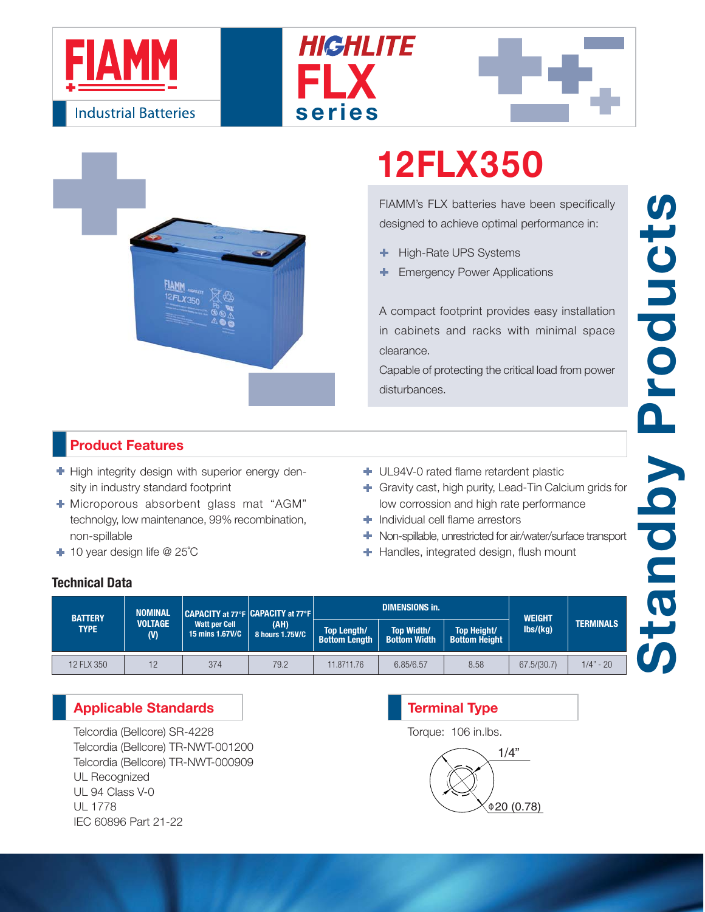FIAMM

Industrial Batteries

HIGHLITE FLX series

# 12FLX350

FIAMM's FLX batteries have been specifically designed to achieve optimal performance in:

- High-Rate UPS Systems
- Emergency Power Applications

A compact footprint provides easy installation in cabinets and racks with minimal space clearance.

Capable of protecting the critical load from power disturbances.

Standby Products

## Product Features

- High integrity design with superior energy density in industry standard footprint
- Microporous absorbent glass mat "AGM" technolgy, low maintenance, 99% recombination, non-spillable
- 10 year design life @ 25˚C
- UL94V-0 rated flame retardent plastic
- Gravity cast, high purity, Lead-Tin Calcium grids for low corrossion and high rate performance
- Individual cell flame arrestors
- Non-spillable, unrestricted for air/water/surface transport
- Handles, integrated design, flush mount

### Technical Data

| BATTERY TYPE | NOMINAL VOLTAGE (V) | CAPACITY at 77°F Watt per Cell 15 mins 1.67V/C | CAPACITY at 77°F (AH) 8 hours 1.75V/C | DIMENSIONS in. | | | WEIGHT lbs/(kg) | TERMINALS |
|---|---|---|---|---|---|---|---|---|
| | | | | Top Length/ Bottom Length | Top Width/ Bottom Width | Top Height/ Bottom Height | | |
| 12 FLX 350 | 12 | 374 | 79.2 | 11.8711.76 | 6.85/6.57 | 8.58 | 67.5/(30.7) | 1/4" - 20 |

## Applicable Standards

Telcordia (Bellcore) SR-4228
Telcordia (Bellcore) TR-NWT-001200
Telcordia (Bellcore) TR-NWT-000909
UL Recognized
UL 94 Class V-0
UL 1778
IEC 60896 Part 21-22

## Terminal Type

Torque: 106 in.lbs.

1/4"

ϕ20 (0.78)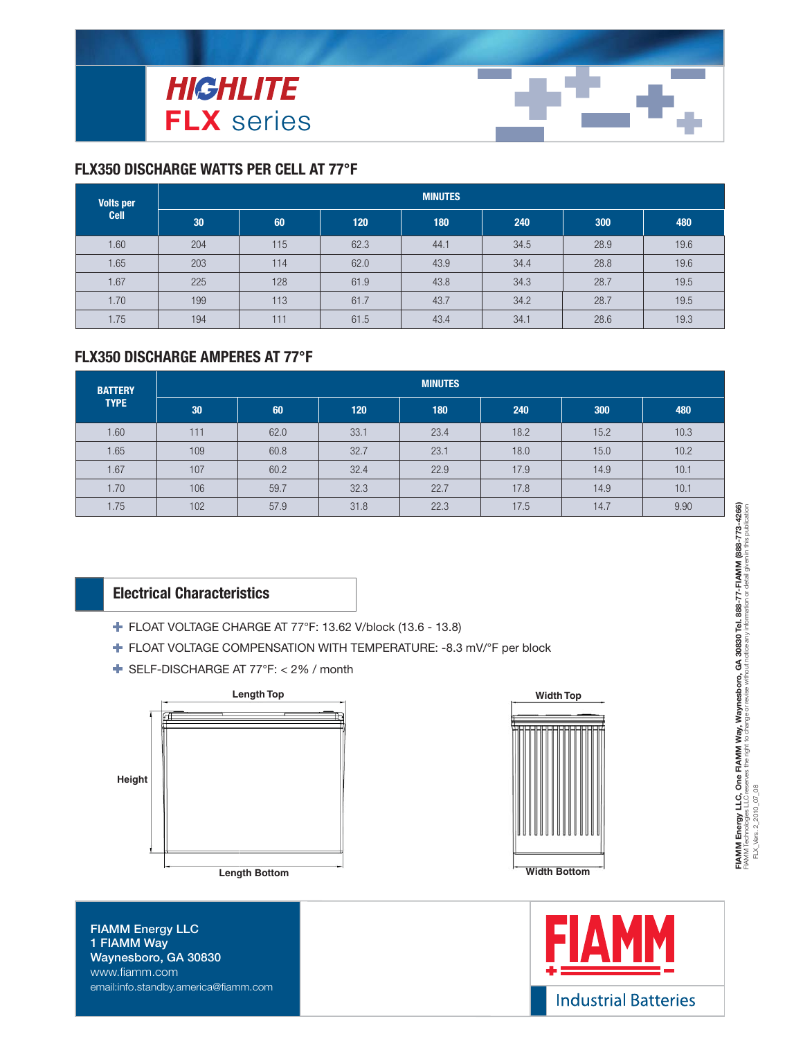# HIGHLITE
## FLX series

### FLX350 DISCHARGE WATTS PER CELL AT 77°F

| Volts per Cell | MINUTES | | | | | | |
|---|---|---|---|---|---|---|---|
| | 30 | 60 | 120 | 180 | 240 | 300 | 480 |
| 1.60 | 204 | 115 | 62.3 | 44.1 | 34.5 | 28.9 | 19.6 |
| 1.65 | 203 | 114 | 62.0 | 43.9 | 34.4 | 28.8 | 19.6 |
| 1.67 | 225 | 128 | 61.9 | 43.8 | 34.3 | 28.7 | 19.5 |
| 1.70 | 199 | 113 | 61.7 | 43.7 | 34.2 | 28.7 | 19.5 |
| 1.75 | 194 | 111 | 61.5 | 43.4 | 34.1 | 28.6 | 19.3 |

### FLX350 DISCHARGE AMPERES AT 77°F

| BATTERY TYPE | MINUTES | | | | | | |
|---|---|---|---|---|---|---|---|
| | 30 | 60 | 120 | 180 | 240 | 300 | 480 |
| 1.60 | 111 | 62.0 | 33.1 | 23.4 | 18.2 | 15.2 | 10.3 |
| 1.65 | 109 | 60.8 | 32.7 | 23.1 | 18.0 | 15.0 | 10.2 |
| 1.67 | 107 | 60.2 | 32.4 | 22.9 | 17.9 | 14.9 | 10.1 |
| 1.70 | 106 | 59.7 | 32.3 | 22.7 | 17.8 | 14.9 | 10.1 |
| 1.75 | 102 | 57.9 | 31.8 | 22.3 | 17.5 | 14.7 | 9.90 |

## Electrical Characteristics

- FLOAT VOLTAGE CHARGE AT 77°F: 13.62 V/block (13.6 - 13.8)
- FLOAT VOLTAGE COMPENSATION WITH TEMPERATURE: -8.3 mV/°F per block
- SELF-DISCHARGE AT 77°F: < 2% / month

Length Top

Height

Length Bottom

Width Top

Width Bottom

**FIAMM Energy LLC, One FIAMM Way, Waynesboro, GA 30830 Tel. 888-77-FIAMM (888-773-4266)**
FIAMM Technologies LLC reserves the right to change or revise without notice any information or detail given in this publication
FLX_Vers. 2_2010_07_08

**FIAMM Energy LLC**
**1 FIAMM Way**
**Waynesboro, GA 30830**
www.fiamm.com
email:info.standby.america@fiamm.com

FIAMM
Industrial Batteries